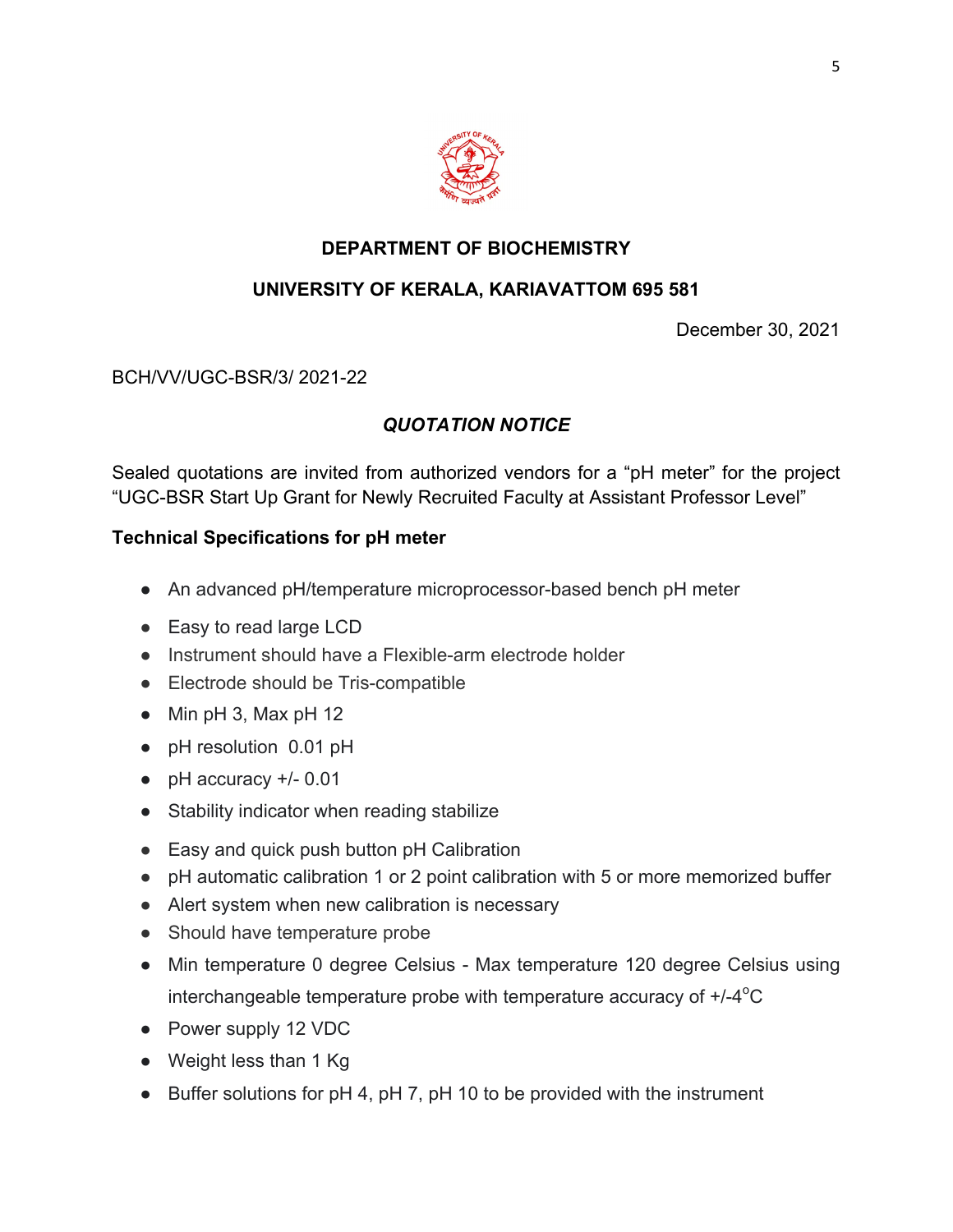## DEPARTMENT OF BIOCHEMISTRY

## UNIVERSITY OF KERALA, KARIAVATTOM 695 581

December 30, 2021

BCH/VV/UGC-BSR/3/ 2021-22

### *QUOTATION NOTICE*

Sealed quotations are invited from authorized vendors for a "pH meter" for the project "UGC-BSR Start Up Grant for Newly Recruited Faculty at Assistant Professor Level"

**Technical Specifications for pH meter**

- An advanced pH/temperature microprocessor-based bench pH meter
- Easy to read large LCD
- Instrument should have a Flexible-arm electrode holder
- Electrode should be Tris-compatible
- Min pH 3, Max pH 12
- pH resolution 0.01 pH
- pH accuracy +/- 0.01
- Stability indicator when reading stabilize
- Easy and quick push button pH Calibration
- pH automatic calibration 1 or 2 point calibration with 5 or more memorized buffer
- Alert system when new calibration is necessary
- Should have temperature probe
- Min temperature 0 degree Celsius - Max temperature 120 degree Celsius using interchangeable temperature probe with temperature accuracy of +/-4$^{o}$C
- Power supply 12 VDC
- Weight less than 1 Kg
- Buffer solutions for pH 4, pH 7, pH 10 to be provided with the instrument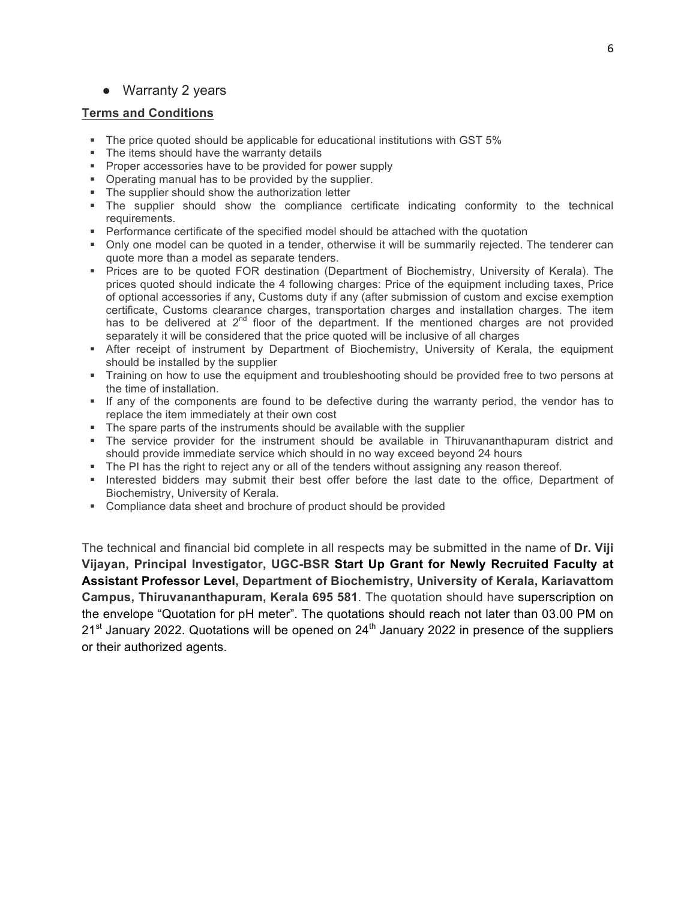- Warranty 2 years

## Terms and Conditions

- The price quoted should be applicable for educational institutions with GST 5%
- The items should have the warranty details
- Proper accessories have to be provided for power supply
- Operating manual has to be provided by the supplier.
- The supplier should show the authorization letter
- The supplier should show the compliance certificate indicating conformity to the technical requirements.
- Performance certificate of the specified model should be attached with the quotation
- Only one model can be quoted in a tender, otherwise it will be summarily rejected. The tenderer can quote more than a model as separate tenders.
- Prices are to be quoted FOR destination (Department of Biochemistry, University of Kerala). The prices quoted should indicate the 4 following charges: Price of the equipment including taxes, Price of optional accessories if any, Customs duty if any (after submission of custom and excise exemption certificate, Customs clearance charges, transportation charges and installation charges. The item has to be delivered at 2nd floor of the department. If the mentioned charges are not provided separately it will be considered that the price quoted will be inclusive of all charges
- After receipt of instrument by Department of Biochemistry, University of Kerala, the equipment should be installed by the supplier
- Training on how to use the equipment and troubleshooting should be provided free to two persons at the time of installation.
- If any of the components are found to be defective during the warranty period, the vendor has to replace the item immediately at their own cost
- The spare parts of the instruments should be available with the supplier
- The service provider for the instrument should be available in Thiruvananthapuram district and should provide immediate service which should in no way exceed beyond 24 hours
- The PI has the right to reject any or all of the tenders without assigning any reason thereof.
- Interested bidders may submit their best offer before the last date to the office, Department of Biochemistry, University of Kerala.
- Compliance data sheet and brochure of product should be provided

The technical and financial bid complete in all respects may be submitted in the name of **Dr. Viji Vijayan, Principal Investigator, UGC-BSR Start Up Grant for Newly Recruited Faculty at Assistant Professor Level, Department of Biochemistry, University of Kerala, Kariavattom Campus, Thiruvananthapuram, Kerala 695 581**. The quotation should have superscription on the envelope "Quotation for pH meter". The quotations should reach not later than 03.00 PM on 21st January 2022. Quotations will be opened on 24th January 2022 in presence of the suppliers or their authorized agents.